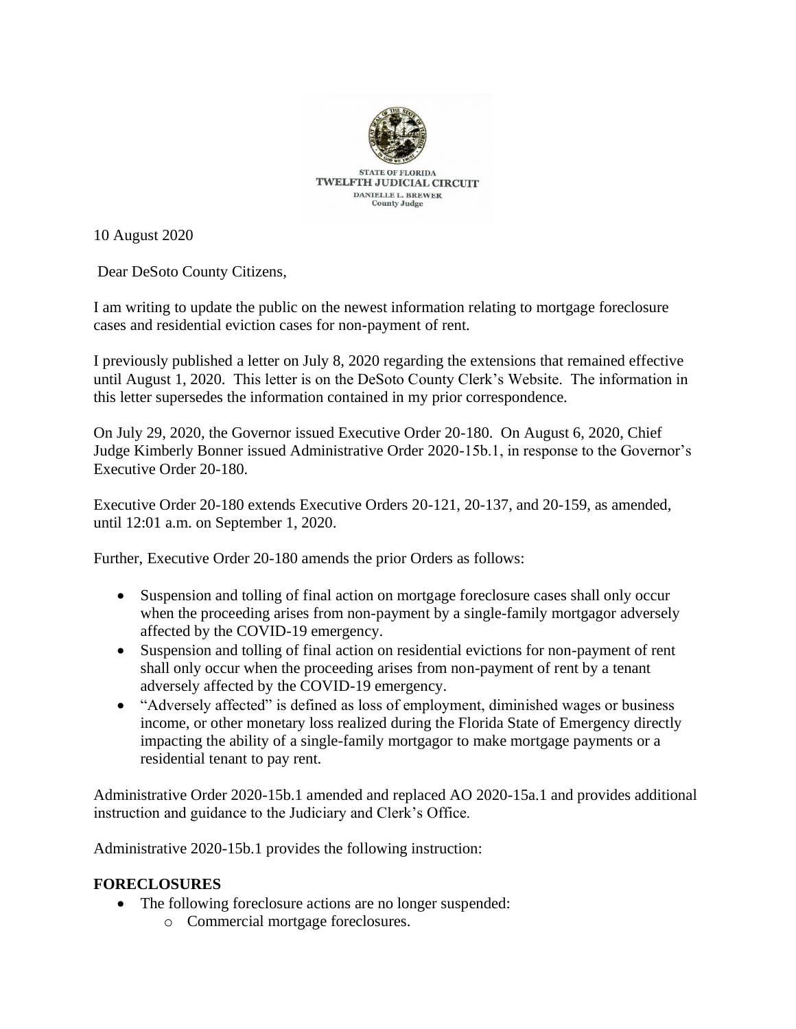STATE OF FLORIDA
TWELFTH JUDICIAL CIRCUIT
DANIELLE L. BREWER
County Judge

10 August 2020

Dear DeSoto County Citizens,

I am writing to update the public on the newest information relating to mortgage foreclosure cases and residential eviction cases for non-payment of rent.

I previously published a letter on July 8, 2020 regarding the extensions that remained effective until August 1, 2020. This letter is on the DeSoto County Clerk's Website. The information in this letter supersedes the information contained in my prior correspondence.

On July 29, 2020, the Governor issued Executive Order 20-180. On August 6, 2020, Chief Judge Kimberly Bonner issued Administrative Order 2020-15b.1, in response to the Governor's Executive Order 20-180.

Executive Order 20-180 extends Executive Orders 20-121, 20-137, and 20-159, as amended, until 12:01 a.m. on September 1, 2020.

Further, Executive Order 20-180 amends the prior Orders as follows:

- Suspension and tolling of final action on mortgage foreclosure cases shall only occur when the proceeding arises from non-payment by a single-family mortgagor adversely affected by the COVID-19 emergency.
- Suspension and tolling of final action on residential evictions for non-payment of rent shall only occur when the proceeding arises from non-payment of rent by a tenant adversely affected by the COVID-19 emergency.
- "Adversely affected" is defined as loss of employment, diminished wages or business income, or other monetary loss realized during the Florida State of Emergency directly impacting the ability of a single-family mortgagor to make mortgage payments or a residential tenant to pay rent.

Administrative Order 2020-15b.1 amended and replaced AO 2020-15a.1 and provides additional instruction and guidance to the Judiciary and Clerk's Office.

Administrative 2020-15b.1 provides the following instruction:

**FORECLOSURES**

- The following foreclosure actions are no longer suspended:
  - Commercial mortgage foreclosures.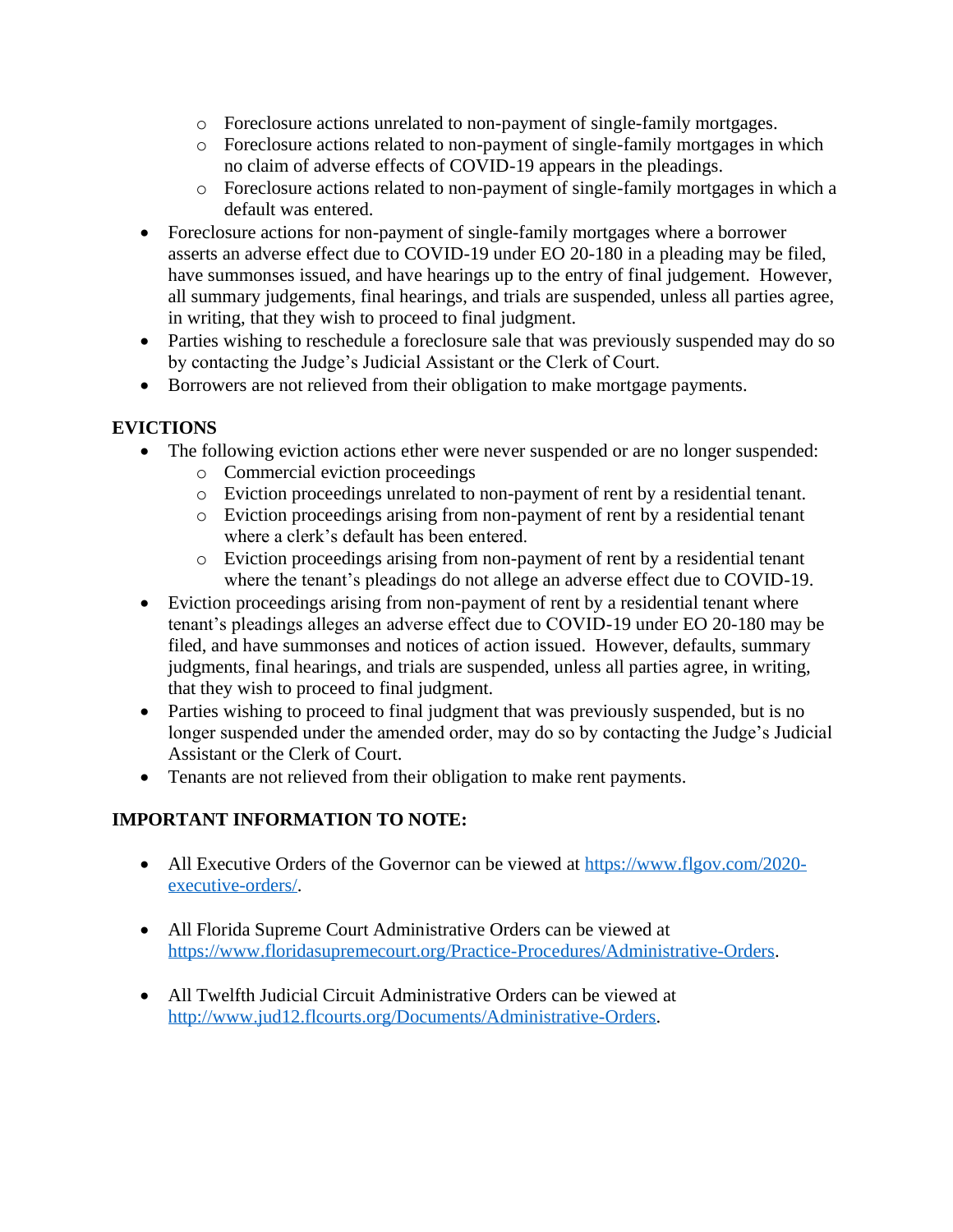- Foreclosure actions unrelated to non-payment of single-family mortgages.
    - Foreclosure actions related to non-payment of single-family mortgages in which no claim of adverse effects of COVID-19 appears in the pleadings.
    - Foreclosure actions related to non-payment of single-family mortgages in which a default was entered.
- Foreclosure actions for non-payment of single-family mortgages where a borrower asserts an adverse effect due to COVID-19 under EO 20-180 in a pleading may be filed, have summonses issued, and have hearings up to the entry of final judgement. However, all summary judgements, final hearings, and trials are suspended, unless all parties agree, in writing, that they wish to proceed to final judgment.
- Parties wishing to reschedule a foreclosure sale that was previously suspended may do so by contacting the Judge's Judicial Assistant or the Clerk of Court.
- Borrowers are not relieved from their obligation to make mortgage payments.

**EVICTIONS**

- The following eviction actions ether were never suspended or are no longer suspended:
    - Commercial eviction proceedings
    - Eviction proceedings unrelated to non-payment of rent by a residential tenant.
    - Eviction proceedings arising from non-payment of rent by a residential tenant where a clerk's default has been entered.
    - Eviction proceedings arising from non-payment of rent by a residential tenant where the tenant's pleadings do not allege an adverse effect due to COVID-19.
- Eviction proceedings arising from non-payment of rent by a residential tenant where tenant's pleadings alleges an adverse effect due to COVID-19 under EO 20-180 may be filed, and have summonses and notices of action issued. However, defaults, summary judgments, final hearings, and trials are suspended, unless all parties agree, in writing, that they wish to proceed to final judgment.
- Parties wishing to proceed to final judgment that was previously suspended, but is no longer suspended under the amended order, may do so by contacting the Judge's Judicial Assistant or the Clerk of Court.
- Tenants are not relieved from their obligation to make rent payments.

**IMPORTANT INFORMATION TO NOTE:**

- All Executive Orders of the Governor can be viewed at [https://www.flgov.com/2020-executive-orders/](https://www.flgov.com/2020-executive-orders/).

- All Florida Supreme Court Administrative Orders can be viewed at [https://www.floridasupremecourt.org/Practice-Procedures/Administrative-Orders](https://www.floridasupremecourt.org/Practice-Procedures/Administrative-Orders).

- All Twelfth Judicial Circuit Administrative Orders can be viewed at [http://www.jud12.flcourts.org/Documents/Administrative-Orders](http://www.jud12.flcourts.org/Documents/Administrative-Orders).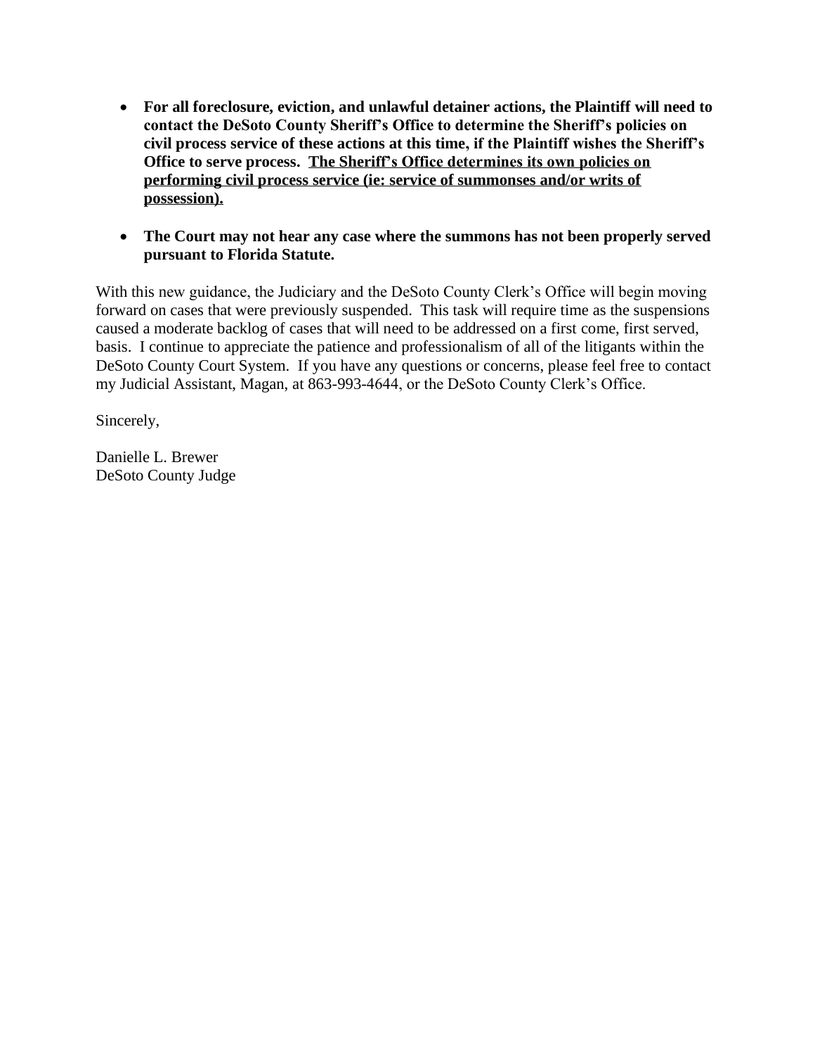- **For all foreclosure, eviction, and unlawful detainer actions, the Plaintiff will need to contact the DeSoto County Sheriff's Office to determine the Sheriff's policies on civil process service of these actions at this time, if the Plaintiff wishes the Sheriff's Office to serve process.** <u>**The Sheriff's Office determines its own policies on performing civil process service (ie: service of summonses and/or writs of possession).**</u>

- **The Court may not hear any case where the summons has not been properly served pursuant to Florida Statute.**

With this new guidance, the Judiciary and the DeSoto County Clerk's Office will begin moving forward on cases that were previously suspended. This task will require time as the suspensions caused a moderate backlog of cases that will need to be addressed on a first come, first served, basis. I continue to appreciate the patience and professionalism of all of the litigants within the DeSoto County Court System. If you have any questions or concerns, please feel free to contact my Judicial Assistant, Magan, at 863-993-4644, or the DeSoto County Clerk's Office.

Sincerely,

Danielle L. Brewer
DeSoto County Judge